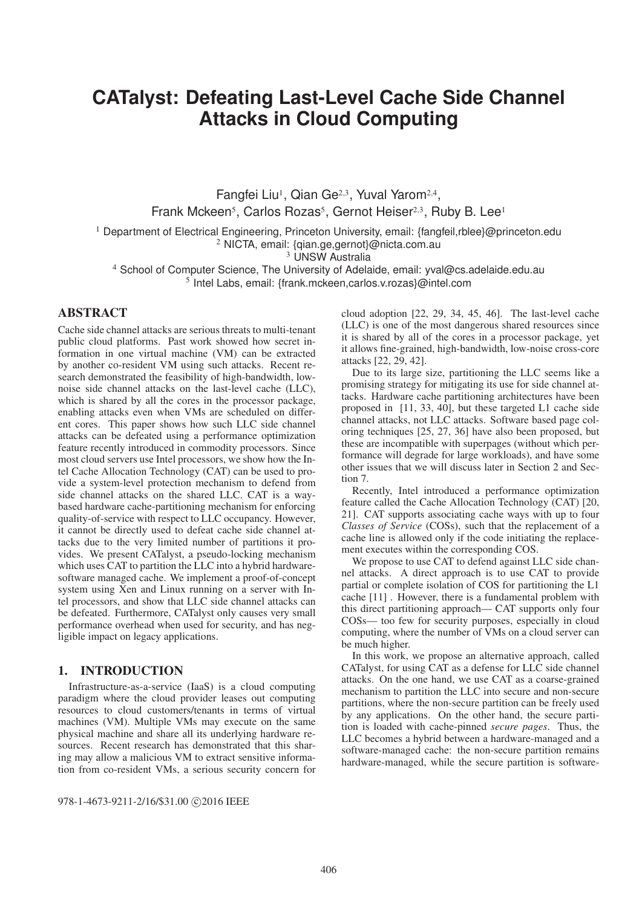# CATalyst: Defeating Last-Level Cache Side Channel Attacks in Cloud Computing

Fangfei Liu[1], Qian Ge[2,3], Yuval Yarom[2,4],
Frank Mckeen[5], Carlos Rozas[5], Gernot Heiser[2,3], Ruby B. Lee[1]

[1] Department of Electrical Engineering, Princeton University, email: {fangfeil,rblee}@princeton.edu
[2] NICTA, email: {qian.ge,gernot}@nicta.com.au
[3] UNSW Australia
[4] School of Computer Science, The University of Adelaide, email: yval@cs.adelaide.edu.au
[5] Intel Labs, email: {frank.mckeen,carlos.v.rozas}@intel.com

## ABSTRACT

Cache side channel attacks are serious threats to multi-tenant public cloud platforms. Past work showed how secret information in one virtual machine (VM) can be extracted by another co-resident VM using such attacks. Recent research demonstrated the feasibility of high-bandwidth, low-noise side channel attacks on the last-level cache (LLC), which is shared by all the cores in the processor package, enabling attacks even when VMs are scheduled on different cores. This paper shows how such LLC side channel attacks can be defeated using a performance optimization feature recently introduced in commodity processors. Since most cloud servers use Intel processors, we show how the Intel Cache Allocation Technology (CAT) can be used to provide a system-level protection mechanism to defend from side channel attacks on the shared LLC. CAT is a way-based hardware cache-partitioning mechanism for enforcing quality-of-service with respect to LLC occupancy. However, it cannot be directly used to defeat cache side channel attacks due to the very limited number of partitions it provides. We present CATalyst, a pseudo-locking mechanism which uses CAT to partition the LLC into a hybrid hardware-software managed cache. We implement a proof-of-concept system using Xen and Linux running on a server with Intel processors, and show that LLC side channel attacks can be defeated. Furthermore, CATalyst only causes very small performance overhead when used for security, and has negligible impact on legacy applications.

## 1. INTRODUCTION

Infrastructure-as-a-service (IaaS) is a cloud computing paradigm where the cloud provider leases out computing resources to cloud customers/tenants in terms of virtual machines (VM). Multiple VMs may execute on the same physical machine and share all its underlying hardware resources. Recent research has demonstrated that this sharing may allow a malicious VM to extract sensitive information from co-resident VMs, a serious security concern for cloud adoption [22, 29, 34, 45, 46]. The last-level cache (LLC) is one of the most dangerous shared resources since it is shared by all of the cores in a processor package, yet it allows fine-grained, high-bandwidth, low-noise cross-core attacks [22, 29, 42].

Due to its large size, partitioning the LLC seems like a promising strategy for mitigating its use for side channel attacks. Hardware cache partitioning architectures have been proposed in [11, 33, 40], but these targeted L1 cache side channel attacks, not LLC attacks. Software based page coloring techniques [25, 27, 36] have also been proposed, but these are incompatible with superpages (without which performance will degrade for large workloads), and have some other issues that we will discuss later in Section 2 and Section 7.

Recently, Intel introduced a performance optimization feature called the Cache Allocation Technology (CAT) [20, 21]. CAT supports associating cache ways with up to four *Classes of Service* (COSs), such that the replacement of a cache line is allowed only if the code initiating the replacement executes within the corresponding COS.

We propose to use CAT to defend against LLC side channel attacks. A direct approach is to use CAT to provide partial or complete isolation of COS for partitioning the L1 cache [11] . However, there is a fundamental problem with this direct partitioning approach— CAT supports only four COSs— too few for security purposes, especially in cloud computing, where the number of VMs on a cloud server can be much higher.

In this work, we propose an alternative approach, called CATalyst, for using CAT as a defense for LLC side channel attacks. On the one hand, we use CAT as a coarse-grained mechanism to partition the LLC into secure and non-secure partitions, where the non-secure partition can be freely used by any applications. On the other hand, the secure partition is loaded with cache-pinned *secure pages*. Thus, the LLC becomes a hybrid between a hardware-managed and a software-managed cache: the non-secure partition remains hardware-managed, while the secure partition is software-

978-1-4673-9211-2/16/$31.00 ©2016 IEEE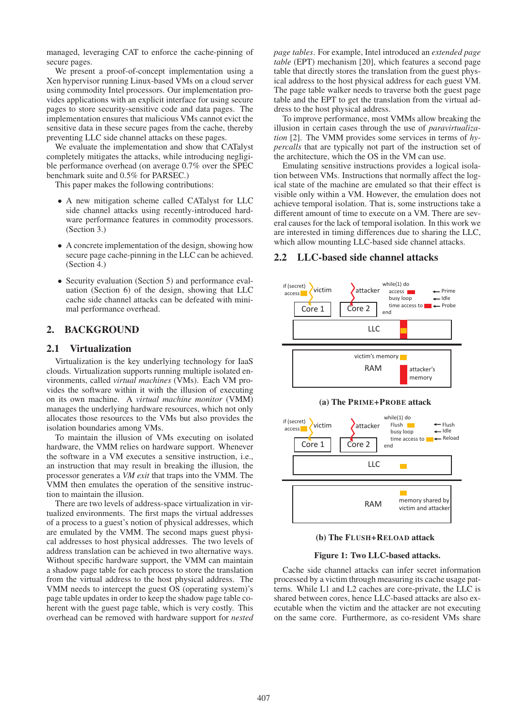managed, leveraging CAT to enforce the cache-pinning of secure pages.

We present a proof-of-concept implementation using a Xen hypervisor running Linux-based VMs on a cloud server using commodity Intel processors. Our implementation provides applications with an explicit interface for using secure pages to store security-sensitive code and data pages. The implementation ensures that malicious VMs cannot evict the sensitive data in these secure pages from the cache, thereby preventing LLC side channel attacks on these pages.

We evaluate the implementation and show that CATalyst completely mitigates the attacks, while introducing negligible performance overhead (on average 0.7% over the SPEC benchmark suite and 0.5% for PARSEC.)

This paper makes the following contributions:

- A new mitigation scheme called CATalyst for LLC side channel attacks using recently-introduced hardware performance features in commodity processors. (Section 3.)
- A concrete implementation of the design, showing how secure page cache-pinning in the LLC can be achieved. (Section 4.)
- Security evaluation (Section 5) and performance evaluation (Section 6) of the design, showing that LLC cache side channel attacks can be defeated with minimal performance overhead.

## 2. BACKGROUND

### 2.1 Virtualization

Virtualization is the key underlying technology for IaaS clouds. Virtualization supports running multiple isolated environments, called *virtual machines* (VMs). Each VM provides the software within it with the illusion of executing on its own machine. A *virtual machine monitor* (VMM) manages the underlying hardware resources, which not only allocates those resources to the VMs but also provides the isolation boundaries among VMs.

To maintain the illusion of VMs executing on isolated hardware, the VMM relies on hardware support. Whenever the software in a VM executes a sensitive instruction, i.e., an instruction that may result in breaking the illusion, the processor generates a *VM exit* that traps into the VMM. The VMM then emulates the operation of the sensitive instruction to maintain the illusion.

There are two levels of address-space virtualization in virtualized environments. The first maps the virtual addresses of a process to a guest's notion of physical addresses, which are emulated by the VMM. The second maps guest physical addresses to host physical addresses. The two levels of address translation can be achieved in two alternative ways. Without specific hardware support, the VMM can maintain a shadow page table for each process to store the translation from the virtual address to the host physical address. The VMM needs to intercept the guest OS (operating system)'s page table updates in order to keep the shadow page table coherent with the guest page table, which is very costly. This overhead can be removed with hardware support for *nested page tables*. For example, Intel introduced an *extended page table* (EPT) mechanism [20], which features a second page table that directly stores the translation from the guest physical address to the host physical address for each guest VM. The page table walker needs to traverse both the guest page table and the EPT to get the translation from the virtual address to the host physical address.

To improve performance, most VMMs allow breaking the illusion in certain cases through the use of *paravirtualization* [2]. The VMM provides some services in terms of *hypercalls* that are typically not part of the instruction set of the architecture, which the OS in the VM can use.

Emulating sensitive instructions provides a logical isolation between VMs. Instructions that normally affect the logical state of the machine are emulated so that their effect is visible only within a VM. However, the emulation does not achieve temporal isolation. That is, some instructions take a different amount of time to execute on a VM. There are several causes for the lack of temporal isolation. In this work we are interested in timing differences due to sharing the LLC, which allow mounting LLC-based side channel attacks.

### 2.2 LLC-based side channel attacks

(a) The PRIME+PROBE attack

(b) The FLUSH+RELOAD attack

**Figure 1: Two LLC-based attacks.**

Cache side channel attacks can infer secret information processed by a victim through measuring its cache usage patterns. While L1 and L2 caches are core-private, the LLC is shared between cores, hence LLC-based attacks are also executable when the victim and the attacker are not executing on the same core. Furthermore, as co-resident VMs share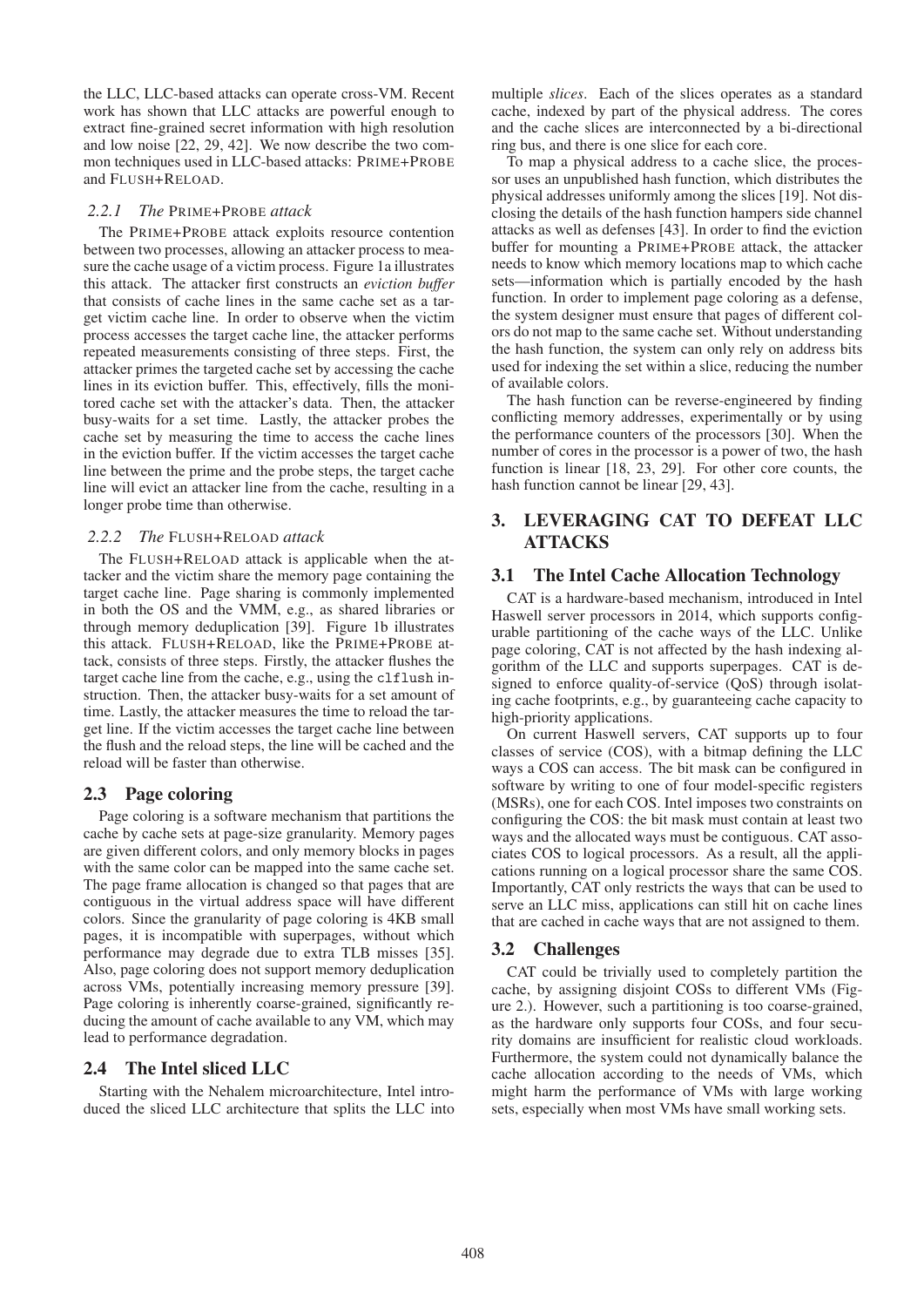the LLC, LLC-based attacks can operate cross-VM. Recent work has shown that LLC attacks are powerful enough to extract fine-grained secret information with high resolution and low noise [22, 29, 42]. We now describe the two common techniques used in LLC-based attacks: PRIME+PROBE and FLUSH+RELOAD.

#### 2.2.1 *The* PRIME+PROBE *attack*

The PRIME+PROBE attack exploits resource contention between two processes, allowing an attacker process to measure the cache usage of a victim process. Figure 1a illustrates this attack. The attacker first constructs an *eviction buffer* that consists of cache lines in the same cache set as a target victim cache line. In order to observe when the victim process accesses the target cache line, the attacker performs repeated measurements consisting of three steps. First, the attacker primes the targeted cache set by accessing the cache lines in its eviction buffer. This, effectively, fills the monitored cache set with the attacker's data. Then, the attacker busy-waits for a set time. Lastly, the attacker probes the cache set by measuring the time to access the cache lines in the eviction buffer. If the victim accesses the target cache line between the prime and the probe steps, the target cache line will evict an attacker line from the cache, resulting in a longer probe time than otherwise.

#### 2.2.2 *The* FLUSH+RELOAD *attack*

The FLUSH+RELOAD attack is applicable when the attacker and the victim share the memory page containing the target cache line. Page sharing is commonly implemented in both the OS and the VMM, e.g., as shared libraries or through memory deduplication [39]. Figure 1b illustrates this attack. FLUSH+RELOAD, like the PRIME+PROBE attack, consists of three steps. Firstly, the attacker flushes the target cache line from the cache, e.g., using the `clflush` instruction. Then, the attacker busy-waits for a set amount of time. Lastly, the attacker measures the time to reload the target line. If the victim accesses the target cache line between the flush and the reload steps, the line will be cached and the reload will be faster than otherwise.

### 2.3 Page coloring

Page coloring is a software mechanism that partitions the cache by cache sets at page-size granularity. Memory pages are given different colors, and only memory blocks in pages with the same color can be mapped into the same cache set. The page frame allocation is changed so that pages that are contiguous in the virtual address space will have different colors. Since the granularity of page coloring is 4KB small pages, it is incompatible with superpages, without which performance may degrade due to extra TLB misses [35]. Also, page coloring does not support memory deduplication across VMs, potentially increasing memory pressure [39]. Page coloring is inherently coarse-grained, significantly reducing the amount of cache available to any VM, which may lead to performance degradation.

### 2.4 The Intel sliced LLC

Starting with the Nehalem microarchitecture, Intel introduced the sliced LLC architecture that splits the LLC into multiple *slices*. Each of the slices operates as a standard cache, indexed by part of the physical address. The cores and the cache slices are interconnected by a bi-directional ring bus, and there is one slice for each core.

To map a physical address to a cache slice, the processor uses an unpublished hash function, which distributes the physical addresses uniformly among the slices [19]. Not disclosing the details of the hash function hampers side channel attacks as well as defenses [43]. In order to find the eviction buffer for mounting a PRIME+PROBE attack, the attacker needs to know which memory locations map to which cache sets—information which is partially encoded by the hash function. In order to implement page coloring as a defense, the system designer must ensure that pages of different colors do not map to the same cache set. Without understanding the hash function, the system can only rely on address bits used for indexing the set within a slice, reducing the number of available colors.

The hash function can be reverse-engineered by finding conflicting memory addresses, experimentally or by using the performance counters of the processors [30]. When the number of cores in the processor is a power of two, the hash function is linear [18, 23, 29]. For other core counts, the hash function cannot be linear [29, 43].

## 3. LEVERAGING CAT TO DEFEAT LLC ATTACKS

### 3.1 The Intel Cache Allocation Technology

CAT is a hardware-based mechanism, introduced in Intel Haswell server processors in 2014, which supports configurable partitioning of the cache ways of the LLC. Unlike page coloring, CAT is not affected by the hash indexing algorithm of the LLC and supports superpages. CAT is designed to enforce quality-of-service (QoS) through isolating cache footprints, e.g., by guaranteeing cache capacity to high-priority applications.

On current Haswell servers, CAT supports up to four classes of service (COS), with a bitmap defining the LLC ways a COS can access. The bit mask can be configured in software by writing to one of four model-specific registers (MSRs), one for each COS. Intel imposes two constraints on configuring the COS: the bit mask must contain at least two ways and the allocated ways must be contiguous. CAT associates COS to logical processors. As a result, all the applications running on a logical processor share the same COS. Importantly, CAT only restricts the ways that can be used to serve an LLC miss, applications can still hit on cache lines that are cached in cache ways that are not assigned to them.

### 3.2 Challenges

CAT could be trivially used to completely partition the cache, by assigning disjoint COSs to different VMs (Figure 2.). However, such a partitioning is too coarse-grained, as the hardware only supports four COSs, and four security domains are insufficient for realistic cloud workloads. Furthermore, the system could not dynamically balance the cache allocation according to the needs of VMs, which might harm the performance of VMs with large working sets, especially when most VMs have small working sets.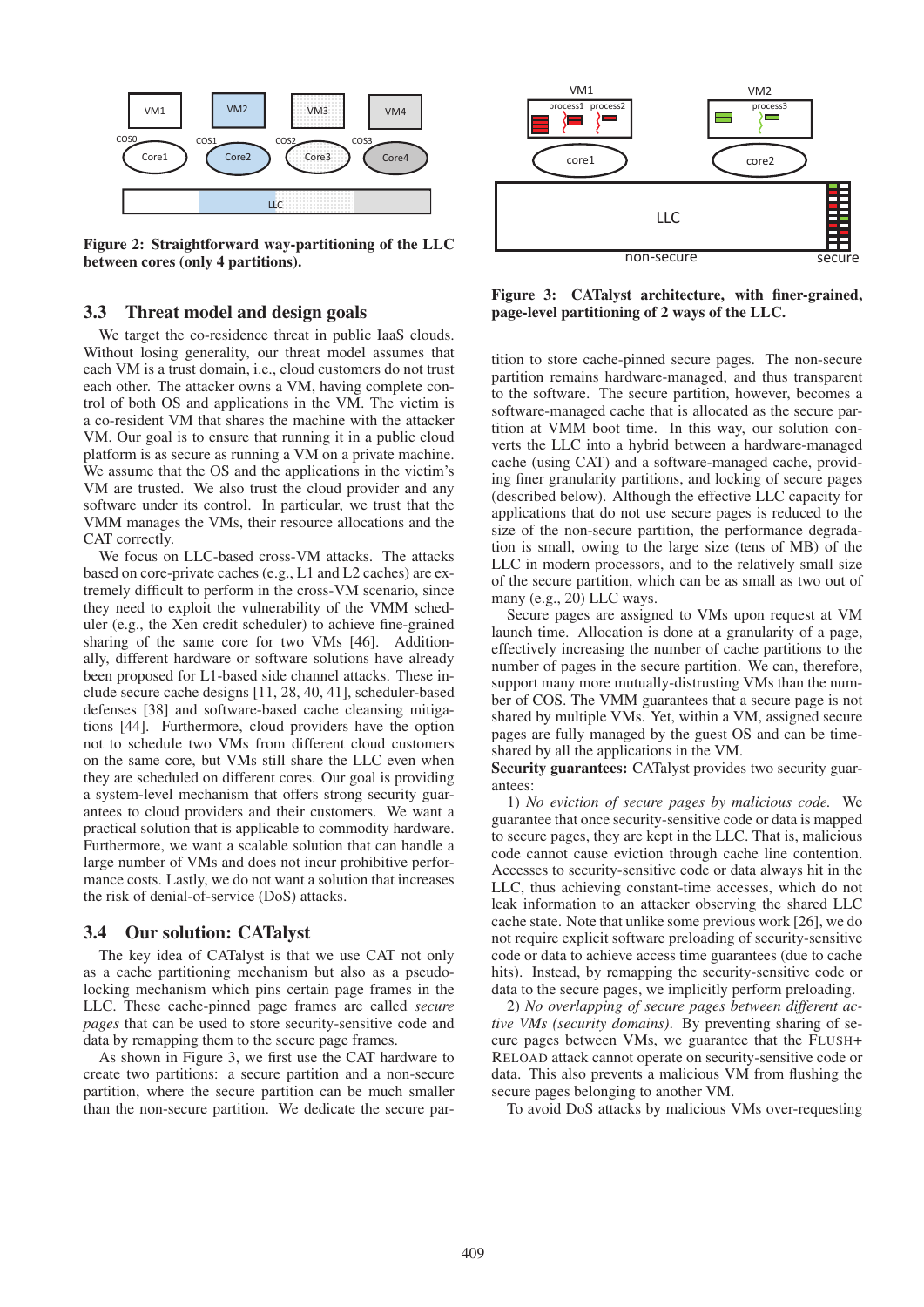VM1 VM2 VM3 VM4

COS0 COS1 COS2 COS3

Core1 Core2 Core3 Core4

LLC

**Figure 2: Straightforward way-partitioning of the LLC between cores (only 4 partitions).**

VM1 VM2

process1 process2 process3

core1 core2

LLC

non-secure secure

**Figure 3: CATalyst architecture, with finer-grained, page-level partitioning of 2 ways of the LLC.**

## 3.3 Threat model and design goals

We target the co-residence threat in public IaaS clouds. Without losing generality, our threat model assumes that each VM is a trust domain, i.e., cloud customers do not trust each other. The attacker owns a VM, having complete control of both OS and applications in the VM. The victim is a co-resident VM that shares the machine with the attacker VM. Our goal is to ensure that running it in a public cloud platform is as secure as running a VM on a private machine. We assume that the OS and the applications in the victim's VM are trusted. We also trust the cloud provider and any software under its control. In particular, we trust that the VMM manages the VMs, their resource allocations and the CAT correctly.

We focus on LLC-based cross-VM attacks. The attacks based on core-private caches (e.g., L1 and L2 caches) are extremely difficult to perform in the cross-VM scenario, since they need to exploit the vulnerability of the VMM scheduler (e.g., the Xen credit scheduler) to achieve fine-grained sharing of the same core for two VMs [46]. Additionally, different hardware or software solutions have already been proposed for L1-based side channel attacks. These include secure cache designs [11, 28, 40, 41], scheduler-based defenses [38] and software-based cache cleansing mitigations [44]. Furthermore, cloud providers have the option not to schedule two VMs from different cloud customers on the same core, but VMs still share the LLC even when they are scheduled on different cores. Our goal is providing a system-level mechanism that offers strong security guarantees to cloud providers and their customers. We want a practical solution that is applicable to commodity hardware. Furthermore, we want a scalable solution that can handle a large number of VMs and does not incur prohibitive performance costs. Lastly, we do not want a solution that increases the risk of denial-of-service (DoS) attacks.

## 3.4 Our solution: CATalyst

The key idea of CATalyst is that we use CAT not only as a cache partitioning mechanism but also as a pseudo-locking mechanism which pins certain page frames in the LLC. These cache-pinned page frames are called *secure pages* that can be used to store security-sensitive code and data by remapping them to the secure page frames.

As shown in Figure 3, we first use the CAT hardware to create two partitions: a secure partition and a non-secure partition, where the secure partition can be much smaller than the non-secure partition. We dedicate the secure partition to store cache-pinned secure pages. The non-secure partition remains hardware-managed, and thus transparent to the software. The secure partition, however, becomes a software-managed cache that is allocated as the secure partition at VMM boot time. In this way, our solution converts the LLC into a hybrid between a hardware-managed cache (using CAT) and a software-managed cache, providing finer granularity partitions, and locking of secure pages (described below). Although the effective LLC capacity for applications that do not use secure pages is reduced to the size of the non-secure partition, the performance degradation is small, owing to the large size (tens of MB) of the LLC in modern processors, and to the relatively small size of the secure partition, which can be as small as two out of many (e.g., 20) LLC ways.

Secure pages are assigned to VMs upon request at VM launch time. Allocation is done at a granularity of a page, effectively increasing the number of cache partitions to the number of pages in the secure partition. We can, therefore, support many more mutually-distrusting VMs than the number of COS. The VMM guarantees that a secure page is not shared by multiple VMs. Yet, within a VM, assigned secure pages are fully managed by the guest OS and can be time-shared by all the applications in the VM.

**Security guarantees:** CATalyst provides two security guarantees:

1) *No eviction of secure pages by malicious code.* We guarantee that once security-sensitive code or data is mapped to secure pages, they are kept in the LLC. That is, malicious code cannot cause eviction through cache line contention. Accesses to security-sensitive code or data always hit in the LLC, thus achieving constant-time accesses, which do not leak information to an attacker observing the shared LLC cache state. Note that unlike some previous work [26], we do not require explicit software preloading of security-sensitive code or data to achieve access time guarantees (due to cache hits). Instead, by remapping the security-sensitive code or data to the secure pages, we implicitly perform preloading.

2) *No overlapping of secure pages between different active VMs (security domains).* By preventing sharing of secure pages between VMs, we guarantee that the FLUSH+RELOAD attack cannot operate on security-sensitive code or data. This also prevents a malicious VM from flushing the secure pages belonging to another VM.

To avoid DoS attacks by malicious VMs over-requesting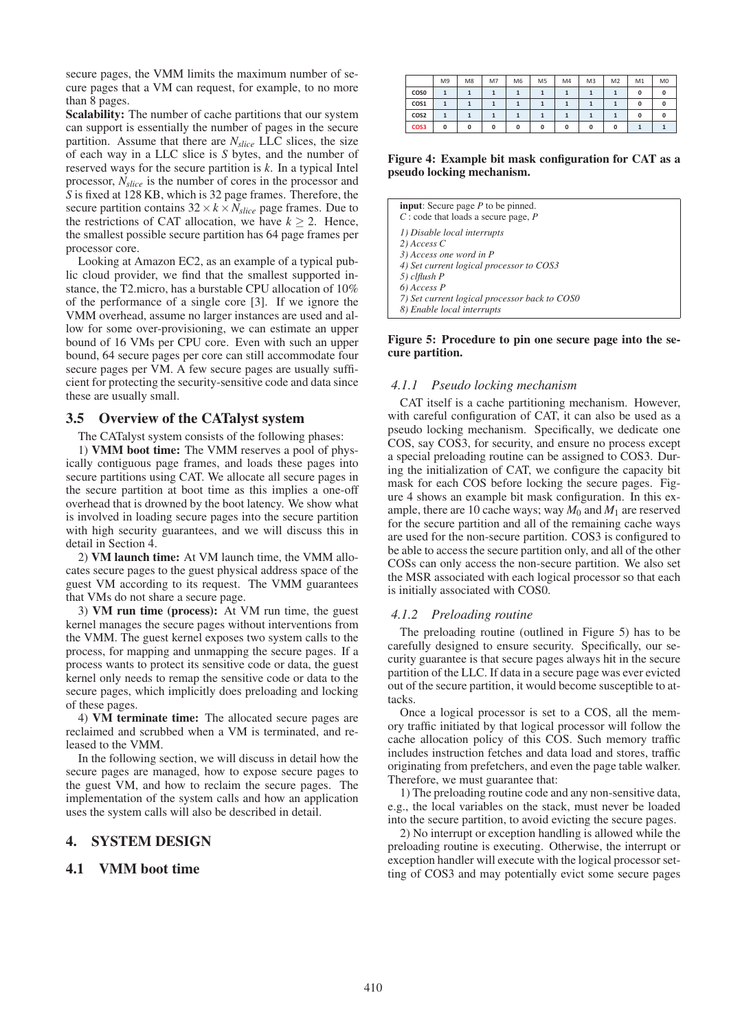secure pages, the VMM limits the maximum number of secure pages that a VM can request, for example, to no more than 8 pages.

**Scalability:** The number of cache partitions that our system can support is essentially the number of pages in the secure partition. Assume that there are $N_{slice}$ LLC slices, the size of each way in a LLC slice is $S$ bytes, and the number of reserved ways for the secure partition is $k$. In a typical Intel processor, $N_{slice}$ is the number of cores in the processor and $S$ is fixed at 128 KB, which is 32 page frames. Therefore, the secure partition contains $32 \times k \times N_{slice}$ page frames. Due to the restrictions of CAT allocation, we have $k \geq 2$. Hence, the smallest possible secure partition has 64 page frames per processor core.

Looking at Amazon EC2, as an example of a typical public cloud provider, we find that the smallest supported instance, the T2.micro, has a burstable CPU allocation of 10% of the performance of a single core [3]. If we ignore the VMM overhead, assume no larger instances are used and allow for some over-provisioning, we can estimate an upper bound of 16 VMs per CPU core. Even with such an upper bound, 64 secure pages per core can still accommodate four secure pages per VM. A few secure pages are usually sufficient for protecting the security-sensitive code and data since these are usually small.

## 3.5 Overview of the CATalyst system

The CATalyst system consists of the following phases:

1) **VMM boot time:** The VMM reserves a pool of physically contiguous page frames, and loads these pages into secure partitions using CAT. We allocate all secure pages in the secure partition at boot time as this implies a one-off overhead that is drowned by the boot latency. We show what is involved in loading secure pages into the secure partition with high security guarantees, and we will discuss this in detail in Section 4.

2) **VM launch time:** At VM launch time, the VMM allocates secure pages to the guest physical address space of the guest VM according to its request. The VMM guarantees that VMs do not share a secure page.

3) **VM run time (process):** At VM run time, the guest kernel manages the secure pages without interventions from the VMM. The guest kernel exposes two system calls to the process, for mapping and unmapping the secure pages. If a process wants to protect its sensitive code or data, the guest kernel only needs to remap the sensitive code or data to the secure pages, which implicitly does preloading and locking of these pages.

4) **VM terminate time:** The allocated secure pages are reclaimed and scrubbed when a VM is terminated, and released to the VMM.

In the following section, we will discuss in detail how the secure pages are managed, how to expose secure pages to the guest VM, and how to reclaim the secure pages. The implementation of the system calls and how an application uses the system calls will also be described in detail.

# 4. SYSTEM DESIGN

## 4.1 VMM boot time

| | M9 | M8 | M7 | M6 | M5 | M4 | M3 | M2 | M1 | M0 |
|---|---|---|---|---|---|---|---|---|---|---|
| COS0 | 1 | 1 | 1 | 1 | 1 | 1 | 1 | 1 | 0 | 0 |
| COS1 | 1 | 1 | 1 | 1 | 1 | 1 | 1 | 1 | 0 | 0 |
| COS2 | 1 | 1 | 1 | 1 | 1 | 1 | 1 | 1 | 0 | 0 |
| COS3 | 0 | 0 | 0 | 0 | 0 | 0 | 0 | 0 | 1 | 1 |

**Figure 4: Example bit mask configuration for CAT as a pseudo locking mechanism.**

**input**: Secure page *P* to be pinned.
*C* : code that loads a secure page, *P*

*1) Disable local interrupts*
*2) Access C*
*3) Access one word in P*
*4) Set current logical processor to COS3*
*5) clflush P*
*6) Access P*
*7) Set current logical processor back to COS0*
*8) Enable local interrupts*

**Figure 5: Procedure to pin one secure page into the secure partition.**

### 4.1.1 Pseudo locking mechanism

CAT itself is a cache partitioning mechanism. However, with careful configuration of CAT, it can also be used as a pseudo locking mechanism. Specifically, we dedicate one COS, say COS3, for security, and ensure no process except a special preloading routine can be assigned to COS3. During the initialization of CAT, we configure the capacity bit mask for each COS before locking the secure pages. Figure 4 shows an example bit mask configuration. In this example, there are 10 cache ways; way $M_0$ and $M_1$ are reserved for the secure partition and all of the remaining cache ways are used for the non-secure partition. COS3 is configured to be able to access the secure partition only, and all of the other COSs can only access the non-secure partition. We also set the MSR associated with each logical processor so that each is initially associated with COS0.

### 4.1.2 Preloading routine

The preloading routine (outlined in Figure 5) has to be carefully designed to ensure security. Specifically, our security guarantee is that secure pages always hit in the secure partition of the LLC. If data in a secure page was ever evicted out of the secure partition, it would become susceptible to attacks.

Once a logical processor is set to a COS, all the memory traffic initiated by that logical processor will follow the cache allocation policy of this COS. Such memory traffic includes instruction fetches and data load and stores, traffic originating from prefetchers, and even the page table walker. Therefore, we must guarantee that:

1) The preloading routine code and any non-sensitive data, e.g., the local variables on the stack, must never be loaded into the secure partition, to avoid evicting the secure pages.

2) No interrupt or exception handling is allowed while the preloading routine is executing. Otherwise, the interrupt or exception handler will execute with the logical processor setting of COS3 and may potentially evict some secure pages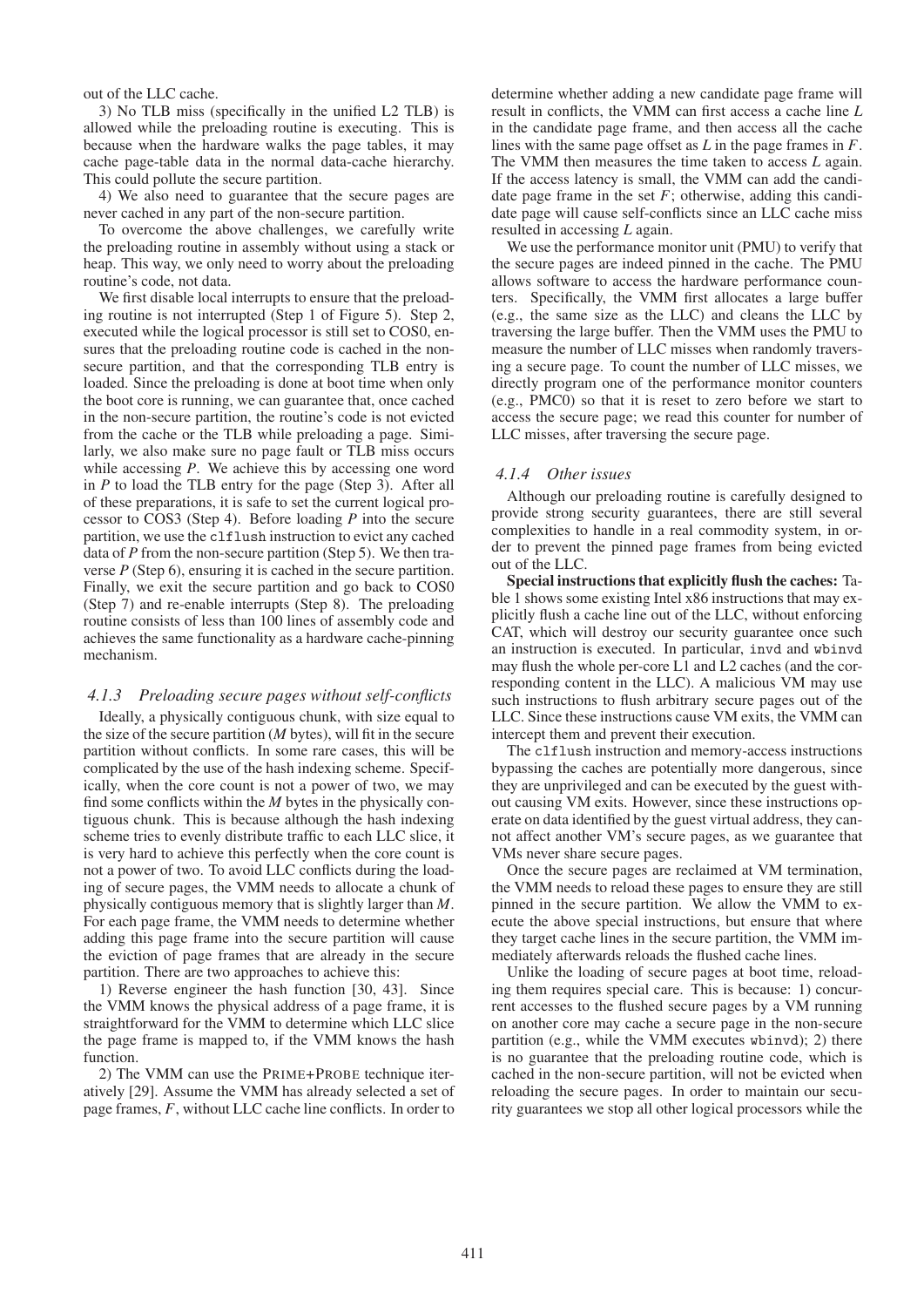out of the LLC cache.

3) No TLB miss (specifically in the unified L2 TLB) is allowed while the preloading routine is executing. This is because when the hardware walks the page tables, it may cache page-table data in the normal data-cache hierarchy. This could pollute the secure partition.

4) We also need to guarantee that the secure pages are never cached in any part of the non-secure partition.

To overcome the above challenges, we carefully write the preloading routine in assembly without using a stack or heap. This way, we only need to worry about the preloading routine's code, not data.

We first disable local interrupts to ensure that the preloading routine is not interrupted (Step 1 of Figure 5). Step 2, executed while the logical processor is still set to COS0, ensures that the preloading routine code is cached in the non-secure partition, and that the corresponding TLB entry is loaded. Since the preloading is done at boot time when only the boot core is running, we can guarantee that, once cached in the non-secure partition, the routine's code is not evicted from the cache or the TLB while preloading a page. Similarly, we also make sure no page fault or TLB miss occurs while accessing $P$. We achieve this by accessing one word in $P$ to load the TLB entry for the page (Step 3). After all of these preparations, it is safe to set the current logical processor to COS3 (Step 4). Before loading $P$ into the secure partition, we use the `clflush` instruction to evict any cached data of $P$ from the non-secure partition (Step 5). We then traverse $P$ (Step 6), ensuring it is cached in the secure partition. Finally, we exit the secure partition and go back to COS0 (Step 7) and re-enable interrupts (Step 8). The preloading routine consists of less than 100 lines of assembly code and achieves the same functionality as a hardware cache-pinning mechanism.

### 4.1.3 Preloading secure pages without self-conflicts

Ideally, a physically contiguous chunk, with size equal to the size of the secure partition ($M$ bytes), will fit in the secure partition without conflicts. In some rare cases, this will be complicated by the use of the hash indexing scheme. Specifically, when the core count is not a power of two, we may find some conflicts within the $M$ bytes in the physically contiguous chunk. This is because although the hash indexing scheme tries to evenly distribute traffic to each LLC slice, it is very hard to achieve this perfectly when the core count is not a power of two. To avoid LLC conflicts during the loading of secure pages, the VMM needs to allocate a chunk of physically contiguous memory that is slightly larger than $M$. For each page frame, the VMM needs to determine whether adding this page frame into the secure partition will cause the eviction of page frames that are already in the secure partition. There are two approaches to achieve this:

1) Reverse engineer the hash function [30, 43]. Since the VMM knows the physical address of a page frame, it is straightforward for the VMM to determine which LLC slice the page frame is mapped to, if the VMM knows the hash function.

2) The VMM can use the PRIME+PROBE technique iteratively [29]. Assume the VMM has already selected a set of page frames, $F$, without LLC cache line conflicts. In order to determine whether adding a new candidate page frame will result in conflicts, the VMM can first access a cache line $L$ in the candidate page frame, and then access all the cache lines with the same page offset as $L$ in the page frames in $F$. The VMM then measures the time taken to access $L$ again. If the access latency is small, the VMM can add the candidate page frame in the set $F$; otherwise, adding this candidate page will cause self-conflicts since an LLC cache miss resulted in accessing $L$ again.

We use the performance monitor unit (PMU) to verify that the secure pages are indeed pinned in the cache. The PMU allows software to access the hardware performance counters. Specifically, the VMM first allocates a large buffer (e.g., the same size as the LLC) and cleans the LLC by traversing the large buffer. Then the VMM uses the PMU to measure the number of LLC misses when randomly traversing a secure page. To count the number of LLC misses, we directly program one of the performance monitor counters (e.g., PMC0) so that it is reset to zero before we start to access the secure page; we read this counter for number of LLC misses, after traversing the secure page.

### 4.1.4 Other issues

Although our preloading routine is carefully designed to provide strong security guarantees, there are still several complexities to handle in a real commodity system, in order to prevent the pinned page frames from being evicted out of the LLC.

**Special instructions that explicitly flush the caches:** Table 1 shows some existing Intel x86 instructions that may explicitly flush a cache line out of the LLC, without enforcing CAT, which will destroy our security guarantee once such an instruction is executed. In particular, `invd` and `wbinvd` may flush the whole per-core L1 and L2 caches (and the corresponding content in the LLC). A malicious VM may use such instructions to flush arbitrary secure pages out of the LLC. Since these instructions cause VM exits, the VMM can intercept them and prevent their execution.

The `clflush` instruction and memory-access instructions bypassing the caches are potentially more dangerous, since they are unprivileged and can be executed by the guest without causing VM exits. However, since these instructions operate on data identified by the guest virtual address, they cannot affect another VM's secure pages, as we guarantee that VMs never share secure pages.

Once the secure pages are reclaimed at VM termination, the VMM needs to reload these pages to ensure they are still pinned in the secure partition. We allow the VMM to execute the above special instructions, but ensure that where they target cache lines in the secure partition, the VMM immediately afterwards reloads the flushed cache lines.

Unlike the loading of secure pages at boot time, reloading them requires special care. This is because: 1) concurrent accesses to the flushed secure pages by a VM running on another core may cache a secure page in the non-secure partition (e.g., while the VMM executes `wbinvd`); 2) there is no guarantee that the preloading routine code, which is cached in the non-secure partition, will not be evicted when reloading the secure pages. In order to maintain our security guarantees we stop all other logical processors while the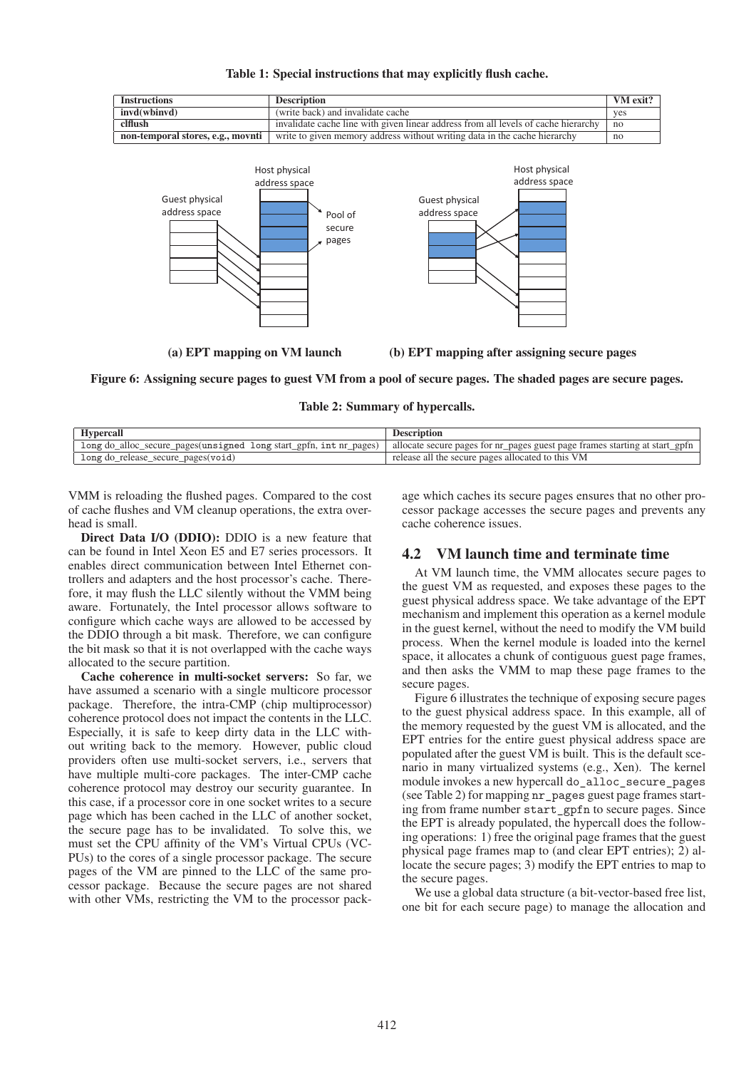Table 1: **Special instructions that may explicitly flush cache.**

| Instructions | Description | VM exit? |
|---|---|---|
| **invd(wbinvd)** | (write back) and invalidate cache | yes |
| **clflush** | invalidate cache line with given linear address from all levels of cache hierarchy | no |
| **non-temporal stores, e.g., movnti** | write to given memory address without writing data in the cache hierarchy | no |

Host physical address space

Guest physical address space

Pool of secure pages

Host physical address space

Guest physical address space

**(a) EPT mapping on VM launch**

**(b) EPT mapping after assigning secure pages**

**Figure 6: Assigning secure pages to guest VM from a pool of secure pages. The shaded pages are secure pages.**

**Table 2: Summary of hypercalls.**

| Hypercall | Description |
|---|---|
| `long do_alloc_secure_pages(unsigned long start_gpfn, int nr_pages)` | allocate secure pages for nr_pages guest page frames starting at start_gpfn |
| `long do_release_secure_pages(void)` | release all the secure pages allocated to this VM |

VMM is reloading the flushed pages. Compared to the cost of cache flushes and VM cleanup operations, the extra overhead is small.

**Direct Data I/O (DDIO):** DDIO is a new feature that can be found in Intel Xeon E5 and E7 series processors. It enables direct communication between Intel Ethernet controllers and adapters and the host processor's cache. Therefore, it may flush the LLC silently without the VMM being aware. Fortunately, the Intel processor allows software to configure which cache ways are allowed to be accessed by the DDIO through a bit mask. Therefore, we can configure the bit mask so that it is not overlapped with the cache ways allocated to the secure partition.

**Cache coherence in multi-socket servers:** So far, we have assumed a scenario with a single multicore processor package. Therefore, the intra-CMP (chip multiprocessor) coherence protocol does not impact the contents in the LLC. Especially, it is safe to keep dirty data in the LLC without writing back to the memory. However, public cloud providers often use multi-socket servers, i.e., servers that have multiple multi-core packages. The inter-CMP cache coherence protocol may destroy our security guarantee. In this case, if a processor core in one socket writes to a secure page which has been cached in the LLC of another socket, the secure page has to be invalidated. To solve this, we must set the CPU affinity of the VM's Virtual CPUs (VCPUs) to the cores of a single processor package. The secure pages of the VM are pinned to the LLC of the same processor package. Because the secure pages are not shared with other VMs, restricting the VM to the processor package which caches its secure pages ensures that no other processor package accesses the secure pages and prevents any cache coherence issues.

## 4.2 VM launch time and terminate time

At VM launch time, the VMM allocates secure pages to the guest VM as requested, and exposes these pages to the guest physical address space. We take advantage of the EPT mechanism and implement this operation as a kernel module in the guest kernel, without the need to modify the VM build process. When the kernel module is loaded into the kernel space, it allocates a chunk of contiguous guest page frames, and then asks the VMM to map these page frames to the secure pages.

Figure 6 illustrates the technique of exposing secure pages to the guest physical address space. In this example, all of the memory requested by the guest VM is allocated, and the EPT entries for the entire guest physical address space are populated after the guest VM is built. This is the default scenario in many virtualized systems (e.g., Xen). The kernel module invokes a new hypercall `do_alloc_secure_pages` (see Table 2) for mapping `nr_pages` guest page frames starting from frame number `start_gpfn` to secure pages. Since the EPT is already populated, the hypercall does the following operations: 1) free the original page frames that the guest physical page frames map to (and clear EPT entries); 2) allocate the secure pages; 3) modify the EPT entries to map to the secure pages.

We use a global data structure (a bit-vector-based free list, one bit for each secure page) to manage the allocation and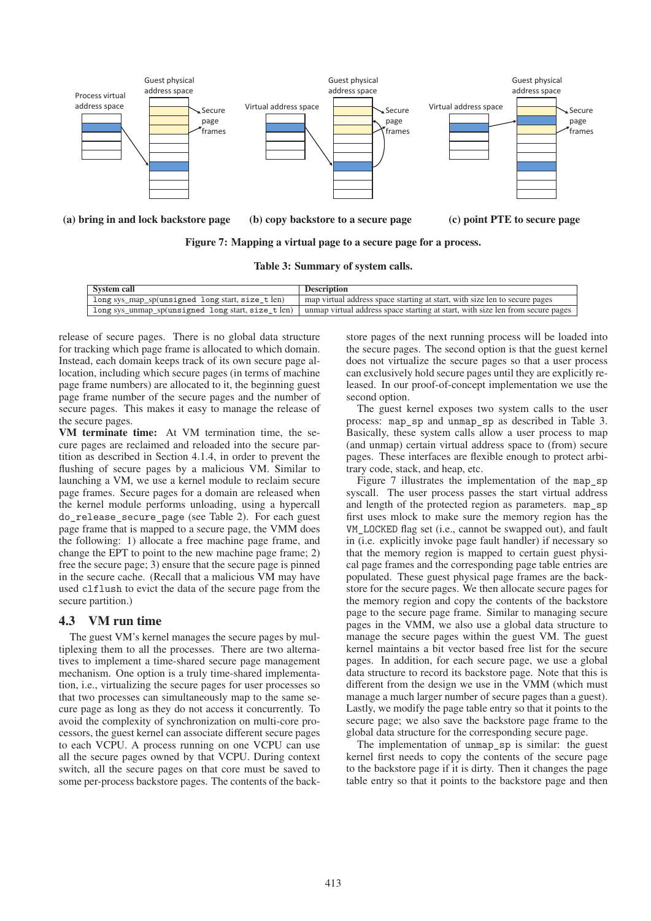Process virtual address space

Guest physical address space

Secure page frames

Virtual address space

Guest physical address space

Secure page frames

Virtual address space

Guest physical address space

Secure page frames

**(a) bring in and lock backstore page** **(b) copy backstore to a secure page** **(c) point PTE to secure page**

**Figure 7: Mapping a virtual page to a secure page for a process.**

**Table 3: Summary of system calls.**

| System call | Description |
|---|---|
| long sys_map_sp(unsigned long start, size_t len) | map virtual address space starting at start, with size len to secure pages |
| long sys_unmap_sp(unsigned long start, size_t len) | unmap virtual address space starting at start, with size len from secure pages |

release of secure pages. There is no global data structure for tracking which page frame is allocated to which domain. Instead, each domain keeps track of its own secure page allocation, including which secure pages (in terms of machine page frame numbers) are allocated to it, the beginning guest page frame number of the secure pages and the number of secure pages. This makes it easy to manage the release of the secure pages.

**VM terminate time:** At VM termination time, the secure pages are reclaimed and reloaded into the secure partition as described in Section 4.1.4, in order to prevent the flushing of secure pages by a malicious VM. Similar to launching a VM, we use a kernel module to reclaim secure page frames. Secure pages for a domain are released when the kernel module performs unloading, using a hypercall `do_release_secure_page` (see Table 2). For each guest page frame that is mapped to a secure page, the VMM does the following: 1) allocate a free machine page frame, and change the EPT to point to the new machine page frame; 2) free the secure page; 3) ensure that the secure page is pinned in the secure cache. (Recall that a malicious VM may have used `clflush` to evict the data of the secure page from the secure partition.)

## 4.3 VM run time

The guest VM's kernel manages the secure pages by multiplexing them to all the processes. There are two alternatives to implement a time-shared secure page management mechanism. One option is a truly time-shared implementation, i.e., virtualizing the secure pages for user processes so that two processes can simultaneously map to the same secure page as long as they do not access it concurrently. To avoid the complexity of synchronization on multi-core processors, the guest kernel can associate different secure pages to each VCPU. A process running on one VCPU can use all the secure pages owned by that VCPU. During context switch, all the secure pages on that core must be saved to some per-process backstore pages. The contents of the backstore pages of the next running process will be loaded into the secure pages. The second option is that the guest kernel does not virtualize the secure pages so that a user process can exclusively hold secure pages until they are explicitly released. In our proof-of-concept implementation we use the second option.

The guest kernel exposes two system calls to the user process: `map_sp` and `unmap_sp` as described in Table 3. Basically, these system calls allow a user process to map (and unmap) certain virtual address space to (from) secure pages. These interfaces are flexible enough to protect arbitrary code, stack, and heap, etc.

Figure 7 illustrates the implementation of the `map_sp` syscall. The user process passes the start virtual address and length of the protected region as parameters. `map_sp` first uses mlock to make sure the memory region has the `VM_LOCKED` flag set (i.e., cannot be swapped out), and fault in (i.e. explicitly invoke page fault handler) if necessary so that the memory region is mapped to certain guest physical page frames and the corresponding page table entries are populated. These guest physical page frames are the backstore for the secure pages. We then allocate secure pages for the memory region and copy the contents of the backstore page to the secure page frame. Similar to managing secure pages in the VMM, we also use a global data structure to manage the secure pages within the guest VM. The guest kernel maintains a bit vector based free list for the secure pages. In addition, for each secure page, we use a global data structure to record its backstore page. Note that this is different from the design we use in the VMM (which must manage a much larger number of secure pages than a guest). Lastly, we modify the page table entry so that it points to the secure page; we also save the backstore page frame to the global data structure for the corresponding secure page.

The implementation of `unmap_sp` is similar: the guest kernel first needs to copy the contents of the secure page to the backstore page if it is dirty. Then it changes the page table entry so that it points to the backstore page and then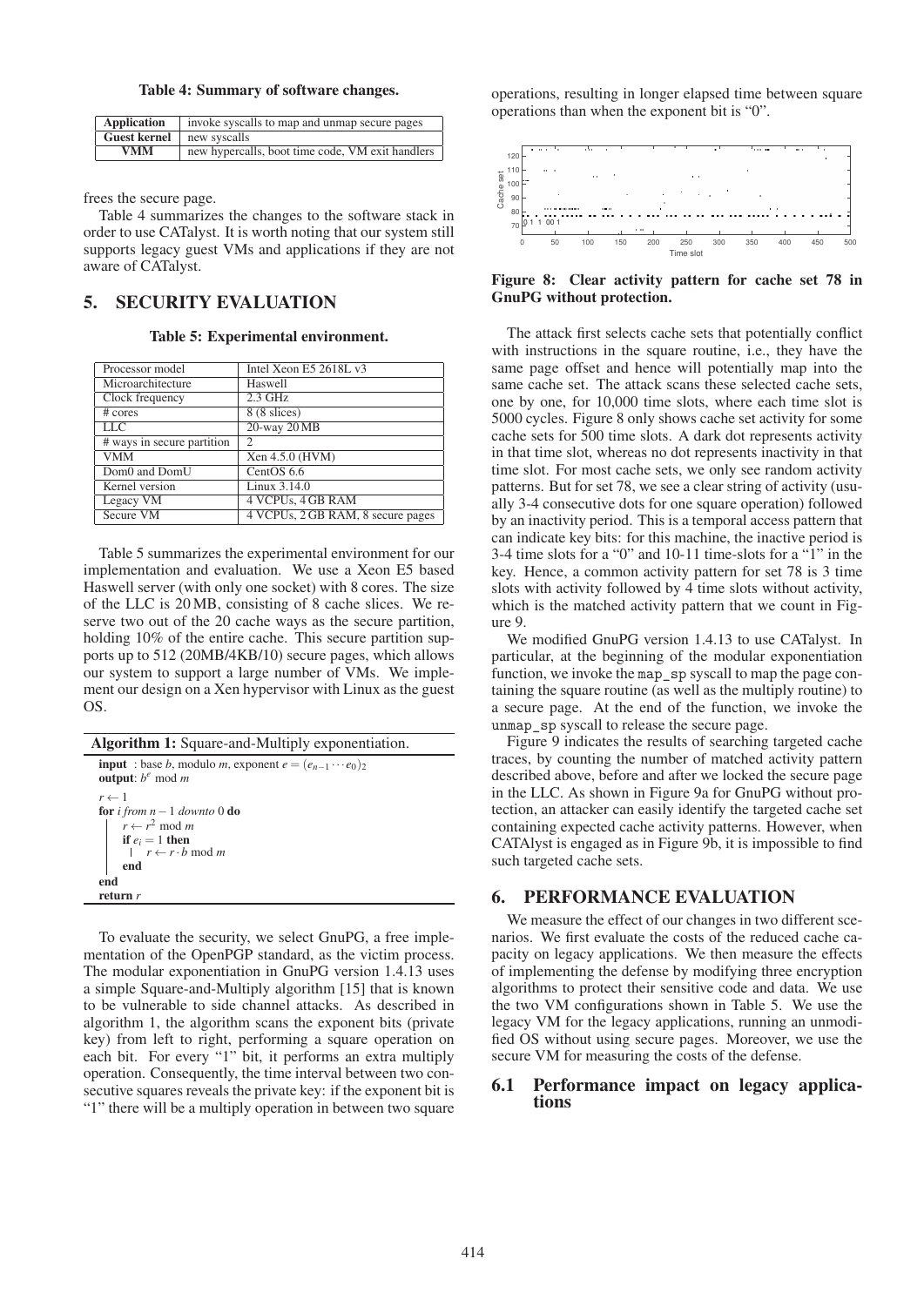**Table 4: Summary of software changes.**

| Application | invoke syscalls to map and unmap secure pages |
|---|---|
| **Guest kernel** | new syscalls |
| **VMM** | new hypercalls, boot time code, VM exit handlers |

frees the secure page.

Table 4 summarizes the changes to the software stack in order to use CATalyst. It is worth noting that our system still supports legacy guest VMs and applications if they are not aware of CATalyst.

# 5. SECURITY EVALUATION

**Table 5: Experimental environment.**

| Processor model | Intel Xeon E5 2618L v3 |
|---|---|
| Microarchitecture | Haswell |
| Clock frequency | 2.3 GHz |
| # cores | 8 (8 slices) |
| LLC | 20-way 20 MB |
| # ways in secure partition | 2 |
| VMM | Xen 4.5.0 (HVM) |
| Dom0 and DomU | CentOS 6.6 |
| Kernel version | Linux 3.14.0 |
| Legacy VM | 4 VCPUs, 4 GB RAM |
| Secure VM | 4 VCPUs, 2 GB RAM, 8 secure pages |

Table 5 summarizes the experimental environment for our implementation and evaluation. We use a Xeon E5 based Haswell server (with only one socket) with 8 cores. The size of the LLC is 20 MB, consisting of 8 cache slices. We reserve two out of the 20 cache ways as the secure partition, holding 10% of the entire cache. This secure partition supports up to 512 (20MB/4KB/10) secure pages, which allows our system to support a large number of VMs. We implement our design on a Xen hypervisor with Linux as the guest OS.

**Algorithm 1:** Square-and-Multiply exponentiation.

```
input : base b, modulo m, exponent e = (e_{n-1} ··· e_0)_2
output: b^e mod m
r ← 1
for i from n − 1 downto 0 do
    r ← r^2 mod m
    if e_i = 1 then
        r ← r · b mod m
    end
end
return r
```

To evaluate the security, we select GnuPG, a free implementation of the OpenPGP standard, as the victim process. The modular exponentiation in GnuPG version 1.4.13 uses a simple Square-and-Multiply algorithm [15] that is known to be vulnerable to side channel attacks. As described in algorithm 1, the algorithm scans the exponent bits (private key) from left to right, performing a square operation on each bit. For every "1" bit, it performs an extra multiply operation. Consequently, the time interval between two consecutive squares reveals the private key: if the exponent bit is "1" there will be a multiply operation in between two square operations, resulting in longer elapsed time between square operations than when the exponent bit is "0".

**Figure 8: Clear activity pattern for cache set 78 in GnuPG without protection.**

The attack first selects cache sets that potentially conflict with instructions in the square routine, i.e., they have the same page offset and hence will potentially map into the same cache set. The attack scans these selected cache sets, one by one, for 10,000 time slots, where each time slot is 5000 cycles. Figure 8 only shows cache set activity for some cache sets for 500 time slots. A dark dot represents activity in that time slot, whereas no dot represents inactivity in that time slot. For most cache sets, we only see random activity patterns. But for set 78, we see a clear string of activity (usually 3-4 consecutive dots for one square operation) followed by an inactivity period. This is a temporal access pattern that can indicate key bits: for this machine, the inactive period is 3-4 time slots for a "0" and 10-11 time-slots for a "1" in the key. Hence, a common activity pattern for set 78 is 3 time slots with activity followed by 4 time slots without activity, which is the matched activity pattern that we count in Figure 9.

We modified GnuPG version 1.4.13 to use CATalyst. In particular, at the beginning of the modular exponentiation function, we invoke the `map_sp` syscall to map the page containing the square routine (as well as the multiply routine) to a secure page. At the end of the function, we invoke the `unmap_sp` syscall to release the secure page.

Figure 9 indicates the results of searching targeted cache traces, by counting the number of matched activity pattern described above, before and after we locked the secure page in the LLC. As shown in Figure 9a for GnuPG without protection, an attacker can easily identify the targeted cache set containing expected cache activity patterns. However, when CATAlyst is engaged as in Figure 9b, it is impossible to find such targeted cache sets.

# 6. PERFORMANCE EVALUATION

We measure the effect of our changes in two different scenarios. We first evaluate the costs of the reduced cache capacity on legacy applications. We then measure the effects of implementing the defense by modifying three encryption algorithms to protect their sensitive code and data. We use the two VM configurations shown in Table 5. We use the legacy VM for the legacy applications, running an unmodified OS without using secure pages. Moreover, we use the secure VM for measuring the costs of the defense.

## 6.1 Performance impact on legacy applications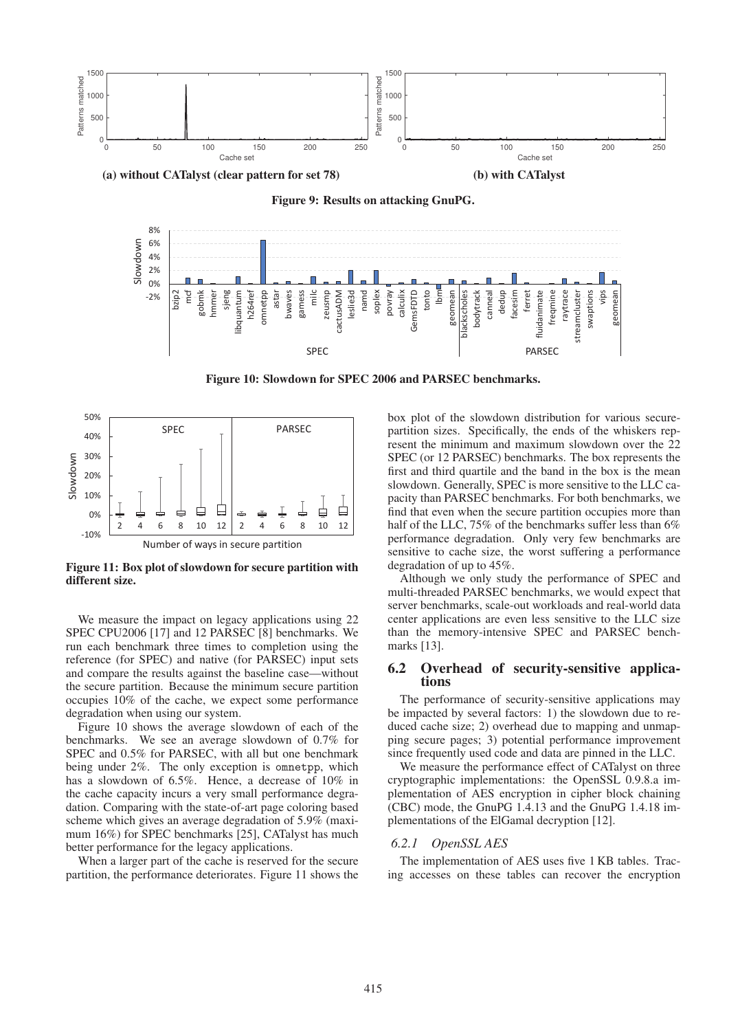(a) without CATalyst (clear pattern for set 78)

(b) with CATalyst

**Figure 9: Results on attacking GnuPG.**

**Figure 10: Slowdown for SPEC 2006 and PARSEC benchmarks.**

**Figure 11: Box plot of slowdown for secure partition with different size.**

We measure the impact on legacy applications using 22 SPEC CPU2006 [17] and 12 PARSEC [8] benchmarks. We run each benchmark three times to completion using the reference (for SPEC) and native (for PARSEC) input sets and compare the results against the baseline case—without the secure partition. Because the minimum secure partition occupies 10% of the cache, we expect some performance degradation when using our system.

Figure 10 shows the average slowdown of each of the benchmarks. We see an average slowdown of 0.7% for SPEC and 0.5% for PARSEC, with all but one benchmark being under 2%. The only exception is omnetpp, which has a slowdown of 6.5%. Hence, a decrease of 10% in the cache capacity incurs a very small performance degradation. Comparing with the state-of-art page coloring based scheme which gives an average degradation of 5.9% (maximum 16%) for SPEC benchmarks [25], CATalyst has much better performance for the legacy applications.

When a larger part of the cache is reserved for the secure partition, the performance deteriorates. Figure 11 shows the box plot of the slowdown distribution for various secure-partition sizes. Specifically, the ends of the whiskers represent the minimum and maximum slowdown over the 22 SPEC (or 12 PARSEC) benchmarks. The box represents the first and third quartile and the band in the box is the mean slowdown. Generally, SPEC is more sensitive to the LLC capacity than PARSEC benchmarks. For both benchmarks, we find that even when the secure partition occupies more than half of the LLC, 75% of the benchmarks suffer less than 6% performance degradation. Only very few benchmarks are sensitive to cache size, the worst suffering a performance degradation of up to 45%.

Although we only study the performance of SPEC and multi-threaded PARSEC benchmarks, we would expect that server benchmarks, scale-out workloads and real-world data center applications are even less sensitive to the LLC size than the memory-intensive SPEC and PARSEC benchmarks [13].

## 6.2 Overhead of security-sensitive applications

The performance of security-sensitive applications may be impacted by several factors: 1) the slowdown due to reduced cache size; 2) overhead due to mapping and unmapping secure pages; 3) potential performance improvement since frequently used code and data are pinned in the LLC.

We measure the performance effect of CATalyst on three cryptographic implementations: the OpenSSL 0.9.8.a implementation of AES encryption in cipher block chaining (CBC) mode, the GnuPG 1.4.13 and the GnuPG 1.4.18 implementations of the ElGamal decryption [12].

### *6.2.1 OpenSSL AES*

The implementation of AES uses five 1 KB tables. Tracing accesses on these tables can recover the encryption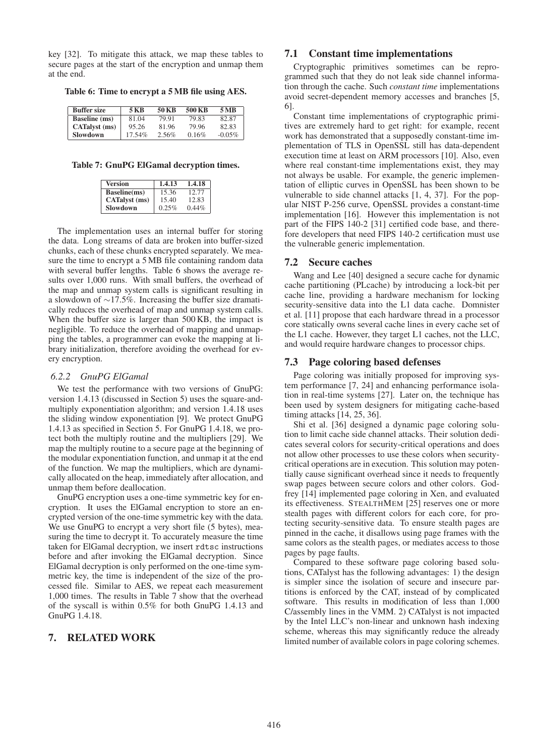key [32]. To mitigate this attack, we map these tables to secure pages at the start of the encryption and unmap them at the end.

**Table 6: Time to encrypt a 5 MB file using AES.**

| Buffer size | 5 KB | 50 KB | 500 KB | 5 MB |
|---|---|---|---|---|
| Baseline (ms) | 81.04 | 79.91 | 79.83 | 82.87 |
| CATalyst (ms) | 95.26 | 81.96 | 79.96 | 82.83 |
| Slowdown | 17.54% | 2.56% | 0.16% | -0.05% |

**Table 7: GnuPG ElGamal decryption times.**

| Version | 1.4.13 | 1.4.18 |
|---|---|---|
| Baseline(ms) | 15.36 | 12.77 |
| CATalyst (ms) | 15.40 | 12.83 |
| Slowdown | 0.25% | 0.44% |

The implementation uses an internal buffer for storing the data. Long streams of data are broken into buffer-sized chunks, each of these chunks encrypted separately. We measure the time to encrypt a 5 MB file containing random data with several buffer lengths. Table 6 shows the average results over 1,000 runs. With small buffers, the overhead of the map and unmap system calls is significant resulting in a slowdown of ∼17.5%. Increasing the buffer size dramatically reduces the overhead of map and unmap system calls. When the buffer size is larger than 500 KB, the impact is negligible. To reduce the overhead of mapping and unmapping the tables, a programmer can evoke the mapping at library initialization, therefore avoiding the overhead for every encryption.

### *6.2.2 GnuPG ElGamal*

We test the performance with two versions of GnuPG: version 1.4.13 (discussed in Section 5) uses the square-and-multiply exponentiation algorithm; and version 1.4.18 uses the sliding window exponentiation [9]. We protect GnuPG 1.4.13 as specified in Section 5. For GnuPG 1.4.18, we protect both the multiply routine and the multipliers [29]. We map the multiply routine to a secure page at the beginning of the modular exponentiation function, and unmap it at the end of the function. We map the multipliers, which are dynamically allocated on the heap, immediately after allocation, and unmap them before deallocation.

GnuPG encryption uses a one-time symmetric key for encryption. It uses the ElGamal encryption to store an encrypted version of the one-time symmetric key with the data. We use GnuPG to encrypt a very short file (5 bytes), measuring the time to decrypt it. To accurately measure the time taken for ElGamal decryption, we insert `rdtsc` instructions before and after invoking the ElGamal decryption. Since ElGamal decryption is only performed on the one-time symmetric key, the time is independent of the size of the processed file. Similar to AES, we repeat each measurement 1,000 times. The results in Table 7 show that the overhead of the syscall is within 0.5% for both GnuPG 1.4.13 and GnuPG 1.4.18.

## 7. RELATED WORK

### 7.1 Constant time implementations

Cryptographic primitives sometimes can be reprogrammed such that they do not leak side channel information through the cache. Such *constant time* implementations avoid secret-dependent memory accesses and branches [5, 6].

Constant time implementations of cryptographic primitives are extremely hard to get right: for example, recent work has demonstrated that a supposedly constant-time implementation of TLS in OpenSSL still has data-dependent execution time at least on ARM processors [10]. Also, even where real constant-time implementations exist, they may not always be usable. For example, the generic implementation of elliptic curves in OpenSSL has been shown to be vulnerable to side channel attacks [1, 4, 37]. For the popular NIST P-256 curve, OpenSSL provides a constant-time implementation [16]. However this implementation is not part of the FIPS 140-2 [31] certified code base, and therefore developers that need FIPS 140-2 certification must use the vulnerable generic implementation.

### 7.2 Secure caches

Wang and Lee [40] designed a secure cache for dynamic cache partitioning (PLcache) by introducing a lock-bit per cache line, providing a hardware mechanism for locking security-sensitive data into the L1 data cache. Domnister et al. [11] propose that each hardware thread in a processor core statically owns several cache lines in every cache set of the L1 cache. However, they target L1 caches, not the LLC, and would require hardware changes to processor chips.

### 7.3 Page coloring based defenses

Page coloring was initially proposed for improving system performance [7, 24] and enhancing performance isolation in real-time systems [27]. Later on, the technique has been used by system designers for mitigating cache-based timing attacks [14, 25, 36].

Shi et al. [36] designed a dynamic page coloring solution to limit cache side channel attacks. Their solution dedicates several colors for security-critical operations and does not allow other processes to use these colors when security-critical operations are in execution. This solution may potentially cause significant overhead since it needs to frequently swap pages between secure colors and other colors. Godfrey [14] implemented page coloring in Xen, and evaluated its effectiveness. STEALTHMEM [25] reserves one or more stealth pages with different colors for each core, for protecting security-sensitive data. To ensure stealth pages are pinned in the cache, it disallows using page frames with the same colors as the stealth pages, or mediates access to those pages by page faults.

Compared to these software page coloring based solutions, CATalyst has the following advantages: 1) the design is simpler since the isolation of secure and insecure partitions is enforced by the CAT, instead of by complicated software. This results in modification of less than 1,000 C/assembly lines in the VMM. 2) CATalyst is not impacted by the Intel LLC's non-linear and unknown hash indexing scheme, whereas this may significantly reduce the already limited number of available colors in page coloring schemes.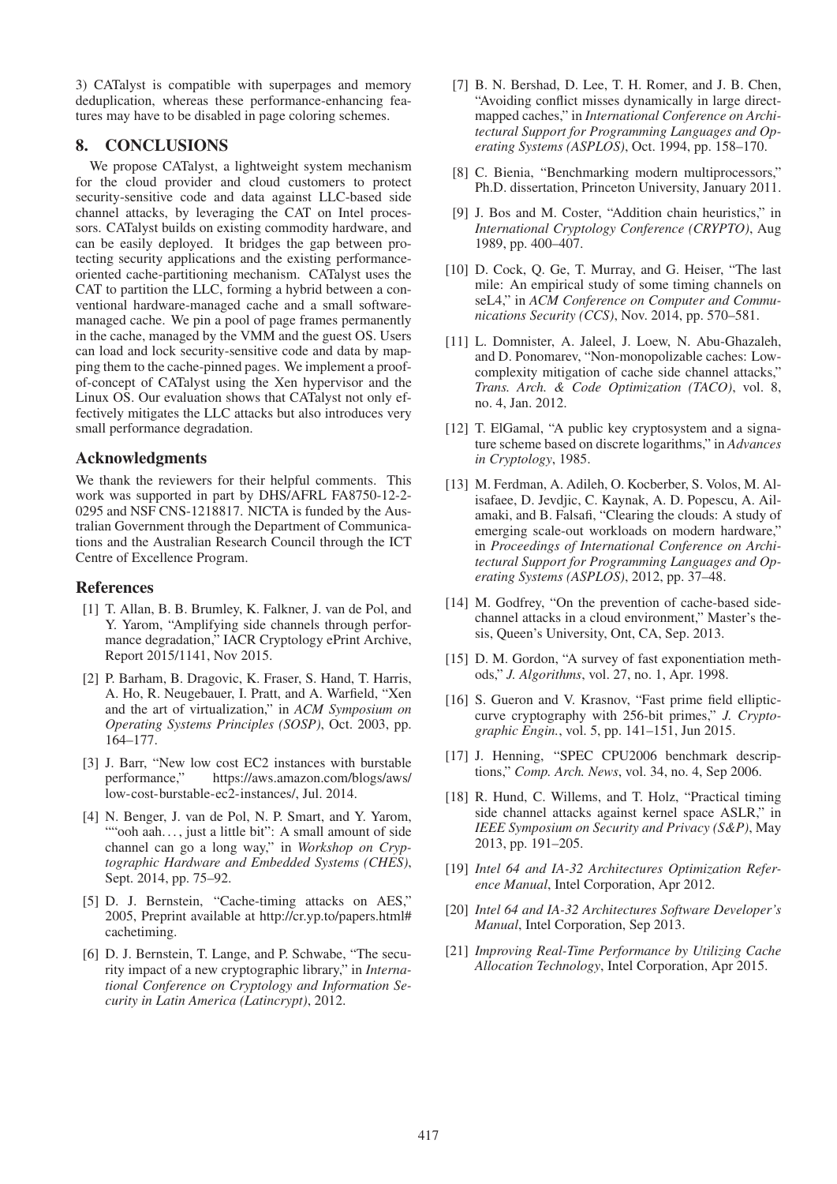3) CATalyst is compatible with superpages and memory deduplication, whereas these performance-enhancing features may have to be disabled in page coloring schemes.

## 8. CONCLUSIONS

We propose CATalyst, a lightweight system mechanism for the cloud provider and cloud customers to protect security-sensitive code and data against LLC-based side channel attacks, by leveraging the CAT on Intel processors. CATalyst builds on existing commodity hardware, and can be easily deployed. It bridges the gap between protecting security applications and the existing performance-oriented cache-partitioning mechanism. CATalyst uses the CAT to partition the LLC, forming a hybrid between a conventional hardware-managed cache and a small software-managed cache. We pin a pool of page frames permanently in the cache, managed by the VMM and the guest OS. Users can load and lock security-sensitive code and data by mapping them to the cache-pinned pages. We implement a proof-of-concept of CATalyst using the Xen hypervisor and the Linux OS. Our evaluation shows that CATalyst not only effectively mitigates the LLC attacks but also introduces very small performance degradation.

### Acknowledgments

We thank the reviewers for their helpful comments. This work was supported in part by DHS/AFRL FA8750-12-2-0295 and NSF CNS-1218817. NICTA is funded by the Australian Government through the Department of Communications and the Australian Research Council through the ICT Centre of Excellence Program.

### References

[1] T. Allan, B. B. Brumley, K. Falkner, J. van de Pol, and Y. Yarom, "Amplifying side channels through performance degradation," IACR Cryptology ePrint Archive, Report 2015/1141, Nov 2015.

[2] P. Barham, B. Dragovic, K. Fraser, S. Hand, T. Harris, A. Ho, R. Neugebauer, I. Pratt, and A. Warfield, "Xen and the art of virtualization," in *ACM Symposium on Operating Systems Principles (SOSP)*, Oct. 2003, pp. 164–177.

[3] J. Barr, "New low cost EC2 instances with burstable performance," https://aws.amazon.com/blogs/aws/low-cost-burstable-ec2-instances/, Jul. 2014.

[4] N. Benger, J. van de Pol, N. P. Smart, and Y. Yarom, ""ooh aah. . . , just a little bit": A small amount of side channel can go a long way," in *Workshop on Cryptographic Hardware and Embedded Systems (CHES)*, Sept. 2014, pp. 75–92.

[5] D. J. Bernstein, "Cache-timing attacks on AES," 2005, Preprint available at http://cr.yp.to/papers.html#cachetiming.

[6] D. J. Bernstein, T. Lange, and P. Schwabe, "The security impact of a new cryptographic library," in *International Conference on Cryptology and Information Security in Latin America (Latincrypt)*, 2012.

[7] B. N. Bershad, D. Lee, T. H. Romer, and J. B. Chen, "Avoiding conflict misses dynamically in large direct-mapped caches," in *International Conference on Architectural Support for Programming Languages and Operating Systems (ASPLOS)*, Oct. 1994, pp. 158–170.

[8] C. Bienia, "Benchmarking modern multiprocessors," Ph.D. dissertation, Princeton University, January 2011.

[9] J. Bos and M. Coster, "Addition chain heuristics," in *International Cryptology Conference (CRYPTO)*, Aug 1989, pp. 400–407.

[10] D. Cock, Q. Ge, T. Murray, and G. Heiser, "The last mile: An empirical study of some timing channels on seL4," in *ACM Conference on Computer and Communications Security (CCS)*, Nov. 2014, pp. 570–581.

[11] L. Domnister, A. Jaleel, J. Loew, N. Abu-Ghazaleh, and D. Ponomarev, "Non-monopolizable caches: Low-complexity mitigation of cache side channel attacks," *Trans. Arch. & Code Optimization (TACO)*, vol. 8, no. 4, Jan. 2012.

[12] T. ElGamal, "A public key cryptosystem and a signature scheme based on discrete logarithms," in *Advances in Cryptology*, 1985.

[13] M. Ferdman, A. Adileh, O. Kocberber, S. Volos, M. Alisafaee, D. Jevdjic, C. Kaynak, A. D. Popescu, A. Ailamaki, and B. Falsafi, "Clearing the clouds: A study of emerging scale-out workloads on modern hardware," in *Proceedings of International Conference on Architectural Support for Programming Languages and Operating Systems (ASPLOS)*, 2012, pp. 37–48.

[14] M. Godfrey, "On the prevention of cache-based side-channel attacks in a cloud environment," Master's thesis, Queen's University, Ont, CA, Sep. 2013.

[15] D. M. Gordon, "A survey of fast exponentiation methods," *J. Algorithms*, vol. 27, no. 1, Apr. 1998.

[16] S. Gueron and V. Krasnov, "Fast prime field elliptic-curve cryptography with 256-bit primes," *J. Cryptographic Engin.*, vol. 5, pp. 141–151, Jun 2015.

[17] J. Henning, "SPEC CPU2006 benchmark descriptions," *Comp. Arch. News*, vol. 34, no. 4, Sep 2006.

[18] R. Hund, C. Willems, and T. Holz, "Practical timing side channel attacks against kernel space ASLR," in *IEEE Symposium on Security and Privacy (S&P)*, May 2013, pp. 191–205.

[19] *Intel 64 and IA-32 Architectures Optimization Reference Manual*, Intel Corporation, Apr 2012.

[20] *Intel 64 and IA-32 Architectures Software Developer's Manual*, Intel Corporation, Sep 2013.

[21] *Improving Real-Time Performance by Utilizing Cache Allocation Technology*, Intel Corporation, Apr 2015.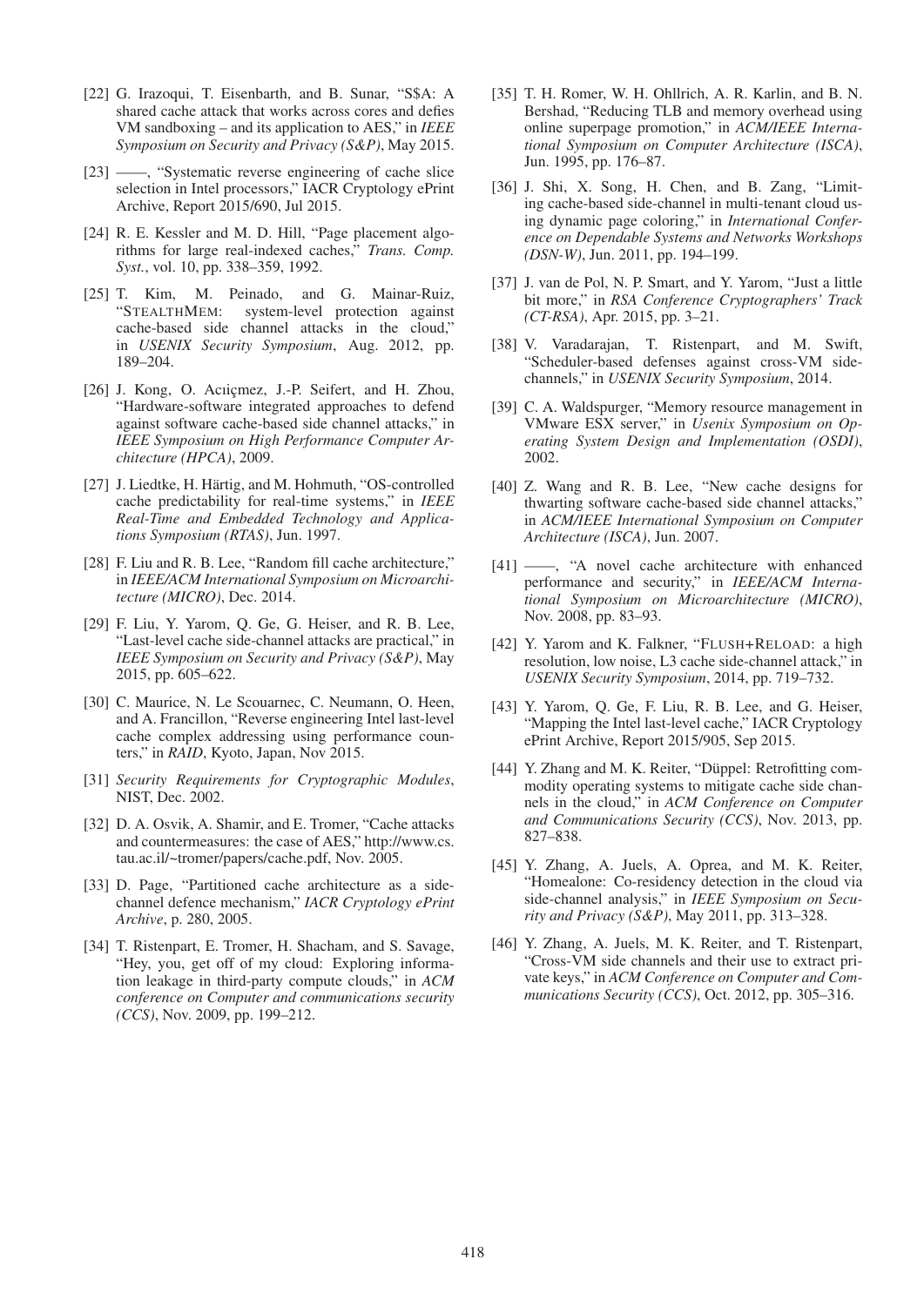[22] G. Irazoqui, T. Eisenbarth, and B. Sunar, "S$A: A shared cache attack that works across cores and defies VM sandboxing – and its application to AES," in *IEEE Symposium on Security and Privacy (S&P)*, May 2015.

[23] ——, "Systematic reverse engineering of cache slice selection in Intel processors," IACR Cryptology ePrint Archive, Report 2015/690, Jul 2015.

[24] R. E. Kessler and M. D. Hill, "Page placement algorithms for large real-indexed caches," *Trans. Comp. Syst.*, vol. 10, pp. 338–359, 1992.

[25] T. Kim, M. Peinado, and G. Mainar-Ruiz, "StealthMem: system-level protection against cache-based side channel attacks in the cloud," in *USENIX Security Symposium*, Aug. 2012, pp. 189–204.

[26] J. Kong, O. Acıiçmez, J.-P. Seifert, and H. Zhou, "Hardware-software integrated approaches to defend against software cache-based side channel attacks," in *IEEE Symposium on High Performance Computer Architecture (HPCA)*, 2009.

[27] J. Liedtke, H. Härtig, and M. Hohmuth, "OS-controlled cache predictability for real-time systems," in *IEEE Real-Time and Embedded Technology and Applications Symposium (RTAS)*, Jun. 1997.

[28] F. Liu and R. B. Lee, "Random fill cache architecture," in *IEEE/ACM International Symposium on Microarchitecture (MICRO)*, Dec. 2014.

[29] F. Liu, Y. Yarom, Q. Ge, G. Heiser, and R. B. Lee, "Last-level cache side-channel attacks are practical," in *IEEE Symposium on Security and Privacy (S&P)*, May 2015, pp. 605–622.

[30] C. Maurice, N. Le Scouarnec, C. Neumann, O. Heen, and A. Francillon, "Reverse engineering Intel last-level cache complex addressing using performance counters," in *RAID*, Kyoto, Japan, Nov 2015.

[31] *Security Requirements for Cryptographic Modules*, NIST, Dec. 2002.

[32] D. A. Osvik, A. Shamir, and E. Tromer, "Cache attacks and countermeasures: the case of AES," http://www.cs.tau.ac.il/~tromer/papers/cache.pdf, Nov. 2005.

[33] D. Page, "Partitioned cache architecture as a side-channel defence mechanism," *IACR Cryptology ePrint Archive*, p. 280, 2005.

[34] T. Ristenpart, E. Tromer, H. Shacham, and S. Savage, "Hey, you, get off of my cloud: Exploring information leakage in third-party compute clouds," in *ACM conference on Computer and communications security (CCS)*, Nov. 2009, pp. 199–212.

[35] T. H. Romer, W. H. Ohllrich, A. R. Karlin, and B. N. Bershad, "Reducing TLB and memory overhead using online superpage promotion," in *ACM/IEEE International Symposium on Computer Architecture (ISCA)*, Jun. 1995, pp. 176–87.

[36] J. Shi, X. Song, H. Chen, and B. Zang, "Limiting cache-based side-channel in multi-tenant cloud using dynamic page coloring," in *International Conference on Dependable Systems and Networks Workshops (DSN-W)*, Jun. 2011, pp. 194–199.

[37] J. van de Pol, N. P. Smart, and Y. Yarom, "Just a little bit more," in *RSA Conference Cryptographers' Track (CT-RSA)*, Apr. 2015, pp. 3–21.

[38] V. Varadarajan, T. Ristenpart, and M. Swift, "Scheduler-based defenses against cross-VM side-channels," in *USENIX Security Symposium*, 2014.

[39] C. A. Waldspurger, "Memory resource management in VMware ESX server," in *Usenix Symposium on Operating System Design and Implementation (OSDI)*, 2002.

[40] Z. Wang and R. B. Lee, "New cache designs for thwarting software cache-based side channel attacks," in *ACM/IEEE International Symposium on Computer Architecture (ISCA)*, Jun. 2007.

[41] ——, "A novel cache architecture with enhanced performance and security," in *IEEE/ACM International Symposium on Microarchitecture (MICRO)*, Nov. 2008, pp. 83–93.

[42] Y. Yarom and K. Falkner, "Flush+Reload: a high resolution, low noise, L3 cache side-channel attack," in *USENIX Security Symposium*, 2014, pp. 719–732.

[43] Y. Yarom, Q. Ge, F. Liu, R. B. Lee, and G. Heiser, "Mapping the Intel last-level cache," IACR Cryptology ePrint Archive, Report 2015/905, Sep 2015.

[44] Y. Zhang and M. K. Reiter, "Düppel: Retrofitting commodity operating systems to mitigate cache side channels in the cloud," in *ACM Conference on Computer and Communications Security (CCS)*, Nov. 2013, pp. 827–838.

[45] Y. Zhang, A. Juels, A. Oprea, and M. K. Reiter, "Homealone: Co-residency detection in the cloud via side-channel analysis," in *IEEE Symposium on Security and Privacy (S&P)*, May 2011, pp. 313–328.

[46] Y. Zhang, A. Juels, M. K. Reiter, and T. Ristenpart, "Cross-VM side channels and their use to extract private keys," in *ACM Conference on Computer and Communications Security (CCS)*, Oct. 2012, pp. 305–316.